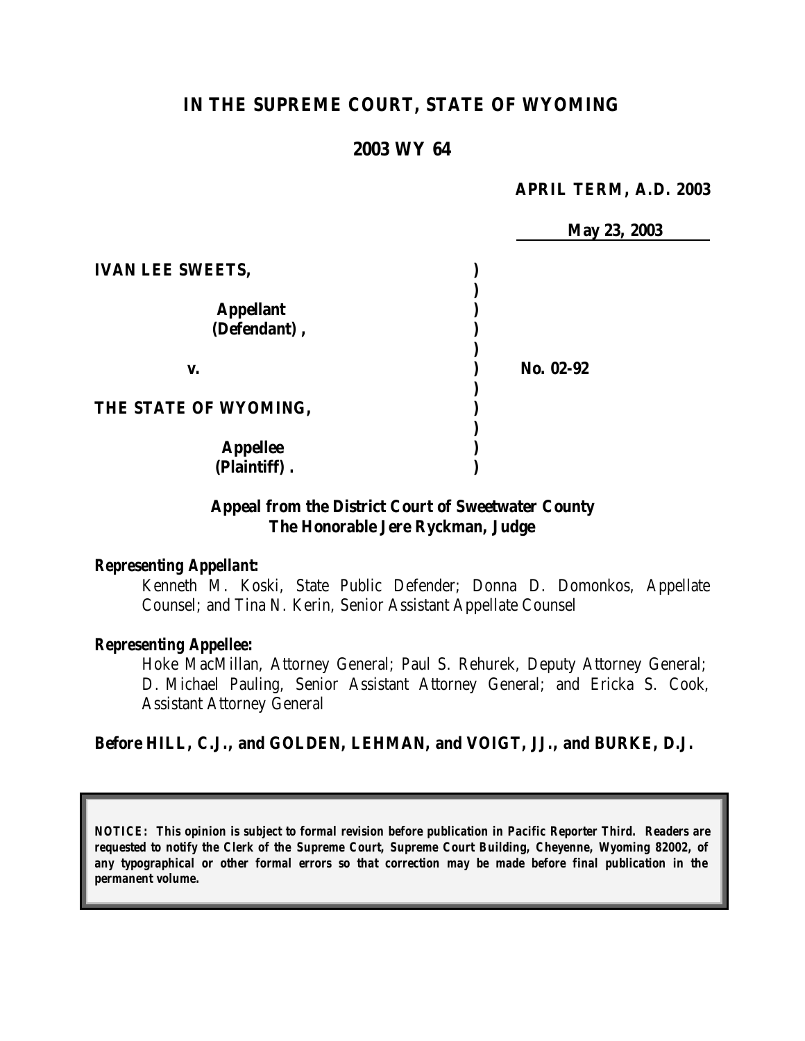# IN THE SUPREME COURT, STATE OF WYOMING

## 2003 WY 64

**APRIL TERM, A.D. 2003**

**May 23, 2003**

| | | |
|---|---|---|
| **IVAN LEE SWEETS,** | ) | |
| | ) | |
| **Appellant** | ) | |
| **(Defendant),** | ) | |
| | ) | |
| **v.** | ) | **No. 02-92** |
| | ) | |
| **THE STATE OF WYOMING,** | ) | |
| | ) | |
| **Appellee** | ) | |
| **(Plaintiff).** | ) | |

**Appeal from the District Court of Sweetwater County**
**The Honorable Jere Ryckman, Judge**

***Representing Appellant:***

Kenneth M. Koski, State Public Defender; Donna D. Domonkos, Appellate Counsel; and Tina N. Kerin, Senior Assistant Appellate Counsel

***Representing Appellee:***

Hoke MacMillan, Attorney General; Paul S. Rehurek, Deputy Attorney General; D. Michael Pauling, Senior Assistant Attorney General; and Ericka S. Cook, Assistant Attorney General

**Before HILL, C.J., and GOLDEN, LEHMAN, and VOIGT, JJ., and BURKE, D.J.**

***NOTICE: This opinion is subject to formal revision before publication in Pacific Reporter Third. Readers are requested to notify the Clerk of the Supreme Court, Supreme Court Building, Cheyenne, Wyoming 82002, of any typographical or other formal errors so that correction may be made before final publication in the permanent volume.***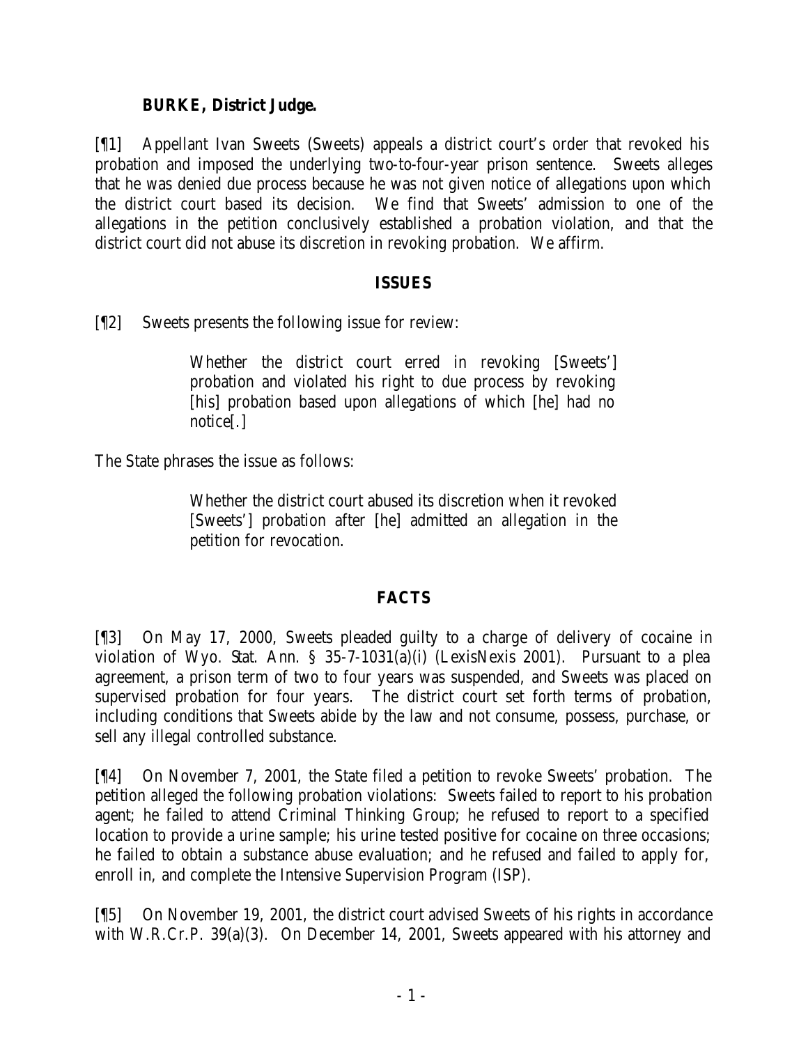**BURKE, District Judge.**

[¶1] Appellant Ivan Sweets (Sweets) appeals a district court's order that revoked his probation and imposed the underlying two-to-four-year prison sentence. Sweets alleges that he was denied due process because he was not given notice of allegations upon which the district court based its decision. We find that Sweets' admission to one of the allegations in the petition conclusively established a probation violation, and that the district court did not abuse its discretion in revoking probation. We affirm.

## ISSUES

[¶2] Sweets presents the following issue for review:

> Whether the district court erred in revoking [Sweets'] probation and violated his right to due process by revoking [his] probation based upon allegations of which [he] had no notice[.]

The State phrases the issue as follows:

> Whether the district court abused its discretion when it revoked [Sweets'] probation after [he] admitted an allegation in the petition for revocation.

## FACTS

[¶3] On May 17, 2000, Sweets pleaded guilty to a charge of delivery of cocaine in violation of Wyo. Stat. Ann. § 35-7-1031(a)(i) (LexisNexis 2001). Pursuant to a plea agreement, a prison term of two to four years was suspended, and Sweets was placed on supervised probation for four years. The district court set forth terms of probation, including conditions that Sweets abide by the law and not consume, possess, purchase, or sell any illegal controlled substance.

[¶4] On November 7, 2001, the State filed a petition to revoke Sweets' probation. The petition alleged the following probation violations: Sweets failed to report to his probation agent; he failed to attend Criminal Thinking Group; he refused to report to a specified location to provide a urine sample; his urine tested positive for cocaine on three occasions; he failed to obtain a substance abuse evaluation; and he refused and failed to apply for, enroll in, and complete the Intensive Supervision Program (ISP).

[¶5] On November 19, 2001, the district court advised Sweets of his rights in accordance with W.R.Cr.P. 39(a)(3). On December 14, 2001, Sweets appeared with his attorney and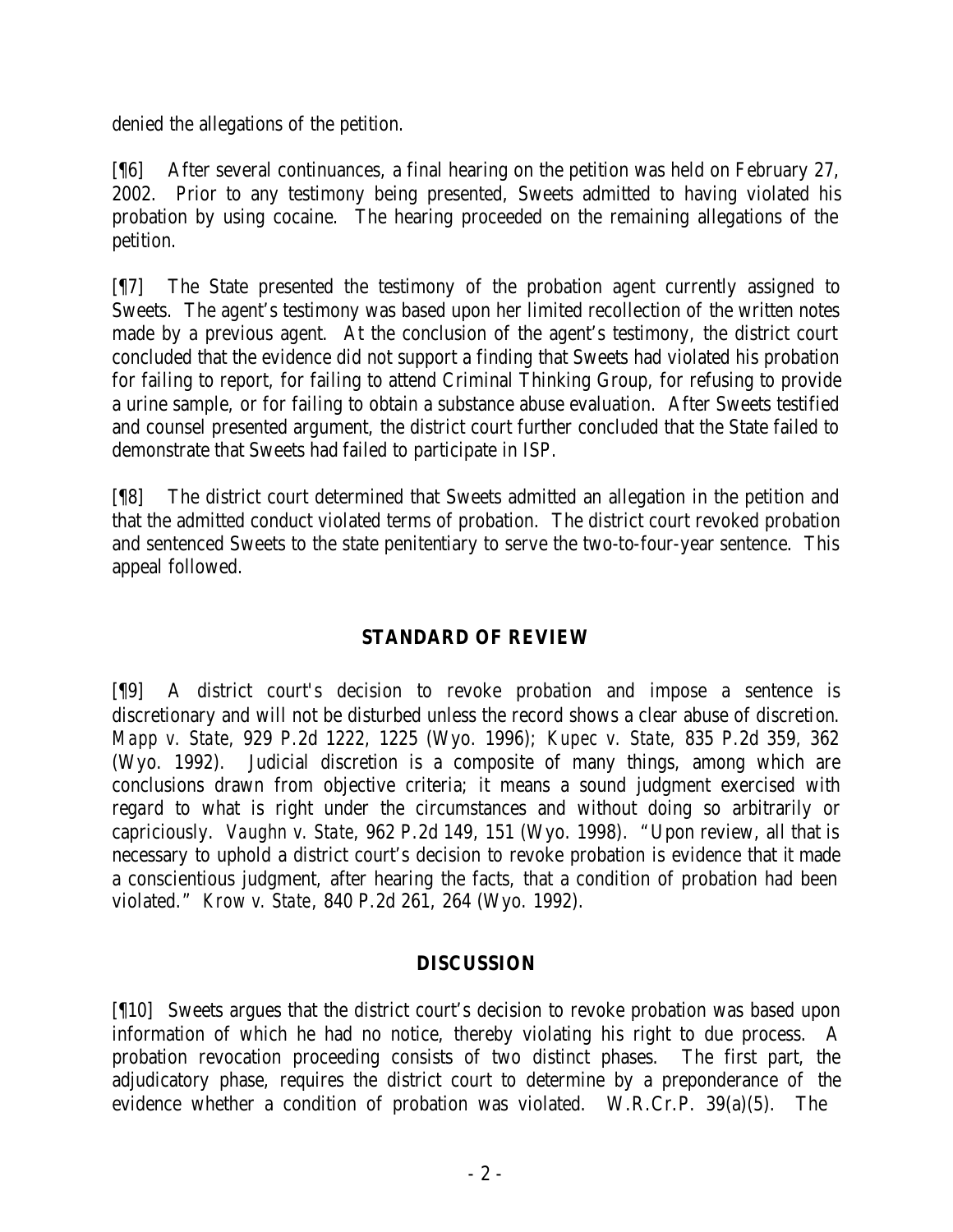denied the allegations of the petition.

[¶6] After several continuances, a final hearing on the petition was held on February 27, 2002. Prior to any testimony being presented, Sweets admitted to having violated his probation by using cocaine. The hearing proceeded on the remaining allegations of the petition.

[¶7] The State presented the testimony of the probation agent currently assigned to Sweets. The agent's testimony was based upon her limited recollection of the written notes made by a previous agent. At the conclusion of the agent's testimony, the district court concluded that the evidence did not support a finding that Sweets had violated his probation for failing to report, for failing to attend Criminal Thinking Group, for refusing to provide a urine sample, or for failing to obtain a substance abuse evaluation. After Sweets testified and counsel presented argument, the district court further concluded that the State failed to demonstrate that Sweets had failed to participate in ISP.

[¶8] The district court determined that Sweets admitted an allegation in the petition and that the admitted conduct violated terms of probation. The district court revoked probation and sentenced Sweets to the state penitentiary to serve the two-to-four-year sentence. This appeal followed.

## STANDARD OF REVIEW

[¶9] A district court's decision to revoke probation and impose a sentence is discretionary and will not be disturbed unless the record shows a clear abuse of discretion. *Mapp v. State*, 929 P.2d 1222, 1225 (Wyo. 1996); *Kupec v. State,* 835 P.2d 359, 362 (Wyo. 1992). Judicial discretion is a composite of many things, among which are conclusions drawn from objective criteria; it means a sound judgment exercised with regard to what is right under the circumstances and without doing so arbitrarily or capriciously. *Vaughn v. State*, 962 P.2d 149, 151 (Wyo. 1998). "Upon review, all that is necessary to uphold a district court's decision to revoke probation is evidence that it made a conscientious judgment, after hearing the facts, that a condition of probation had been violated." *Krow v. State*, 840 P.2d 261, 264 (Wyo. 1992).

## DISCUSSION

[¶10] Sweets argues that the district court's decision to revoke probation was based upon information of which he had no notice, thereby violating his right to due process. A probation revocation proceeding consists of two distinct phases. The first part, the adjudicatory phase, requires the district court to determine by a preponderance of the evidence whether a condition of probation was violated. W.R.Cr.P. 39(a)(5). The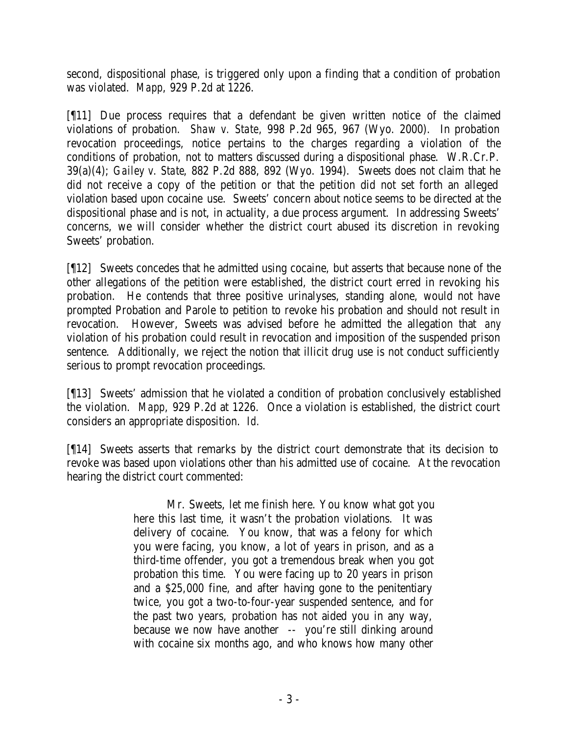second, dispositional phase, is triggered only upon a finding that a condition of probation was violated. *Mapp*, 929 P.2d at 1226.

[¶11] Due process requires that a defendant be given written notice of the claimed violations of probation. *Shaw v. State*, 998 P.2d 965, 967 (Wyo. 2000). In probation revocation proceedings, notice pertains to the charges regarding a violation of the conditions of probation, not to matters discussed during a dispositional phase. W.R.Cr.P. 39(a)(4); *Gailey v. State*, 882 P.2d 888, 892 (Wyo. 1994). Sweets does not claim that he did not receive a copy of the petition or that the petition did not set forth an alleged violation based upon cocaine use. Sweets' concern about notice seems to be directed at the dispositional phase and is not, in actuality, a due process argument. In addressing Sweets' concerns, we will consider whether the district court abused its discretion in revoking Sweets' probation.

[¶12] Sweets concedes that he admitted using cocaine, but asserts that because none of the other allegations of the petition were established, the district court erred in revoking his probation. He contends that three positive urinalyses, standing alone, would not have prompted Probation and Parole to petition to revoke his probation and should not result in revocation. However, Sweets was advised before he admitted the allegation that *any* violation of his probation could result in revocation and imposition of the suspended prison sentence. Additionally, we reject the notion that illicit drug use is not conduct sufficiently serious to prompt revocation proceedings.

[¶13] Sweets' admission that he violated a condition of probation conclusively established the violation. *Mapp*, 929 P.2d at 1226. Once a violation is established, the district court considers an appropriate disposition. *Id.*

[¶14] Sweets asserts that remarks by the district court demonstrate that its decision to revoke was based upon violations other than his admitted use of cocaine. At the revocation hearing the district court commented:

> Mr. Sweets, let me finish here. You know what got you here this last time, it wasn't the probation violations. It was delivery of cocaine. You know, that was a felony for which you were facing, you know, a lot of years in prison, and as a third-time offender, you got a tremendous break when you got probation this time. You were facing up to 20 years in prison and a $25,000 fine, and after having gone to the penitentiary twice, you got a two-to-four-year suspended sentence, and for the past two years, probation has not aided you in any way, because we now have another -- you're still dinking around with cocaine six months ago, and who knows how many other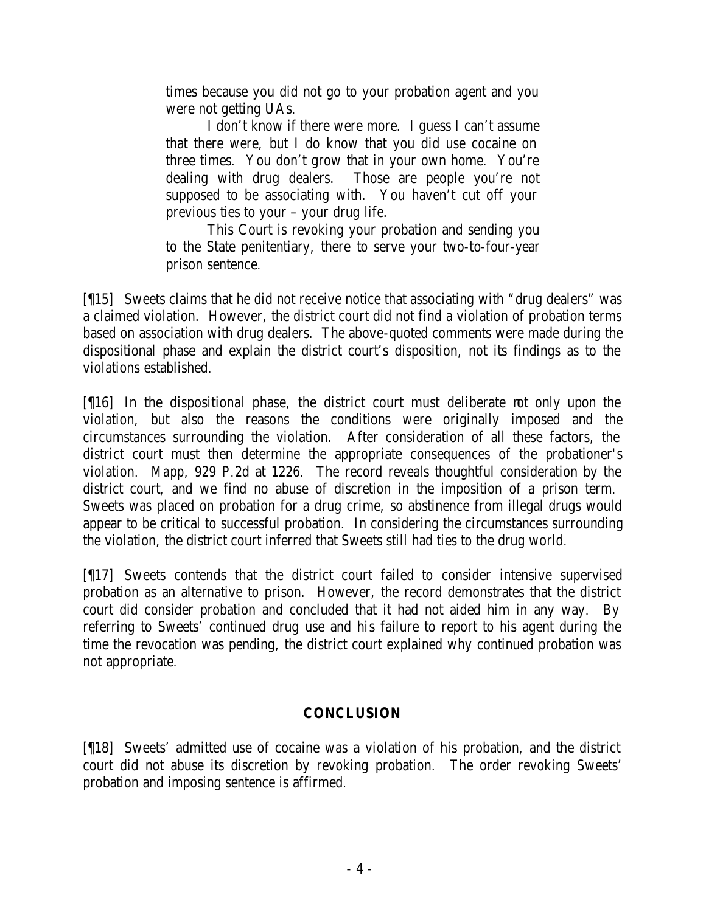> times because you did not go to your probation agent and you were not getting UAs.
>
> I don't know if there were more. I guess I can't assume that there were, but I do know that you did use cocaine on three times. You don't grow that in your own home. You're dealing with drug dealers. Those are people you're not supposed to be associating with. You haven't cut off your previous ties to your – your drug life.
>
> This Court is revoking your probation and sending you to the State penitentiary, there to serve your two-to-four-year prison sentence.

[¶15] Sweets claims that he did not receive notice that associating with "drug dealers" was a claimed violation. However, the district court did not find a violation of probation terms based on association with drug dealers. The above-quoted comments were made during the dispositional phase and explain the district court's disposition, not its findings as to the violations established.

[¶16] In the dispositional phase, the district court must deliberate not only upon the violation, but also the reasons the conditions were originally imposed and the circumstances surrounding the violation. After consideration of all these factors, the district court must then determine the appropriate consequences of the probationer's violation. *Mapp*, 929 P.2d at 1226. The record reveals thoughtful consideration by the district court, and we find no abuse of discretion in the imposition of a prison term. Sweets was placed on probation for a drug crime, so abstinence from illegal drugs would appear to be critical to successful probation. In considering the circumstances surrounding the violation, the district court inferred that Sweets still had ties to the drug world.

[¶17] Sweets contends that the district court failed to consider intensive supervised probation as an alternative to prison. However, the record demonstrates that the district court did consider probation and concluded that it had not aided him in any way. By referring to Sweets' continued drug use and his failure to report to his agent during the time the revocation was pending, the district court explained why continued probation was not appropriate.

## CONCLUSION

[¶18] Sweets' admitted use of cocaine was a violation of his probation, and the district court did not abuse its discretion by revoking probation. The order revoking Sweets' probation and imposing sentence is affirmed.